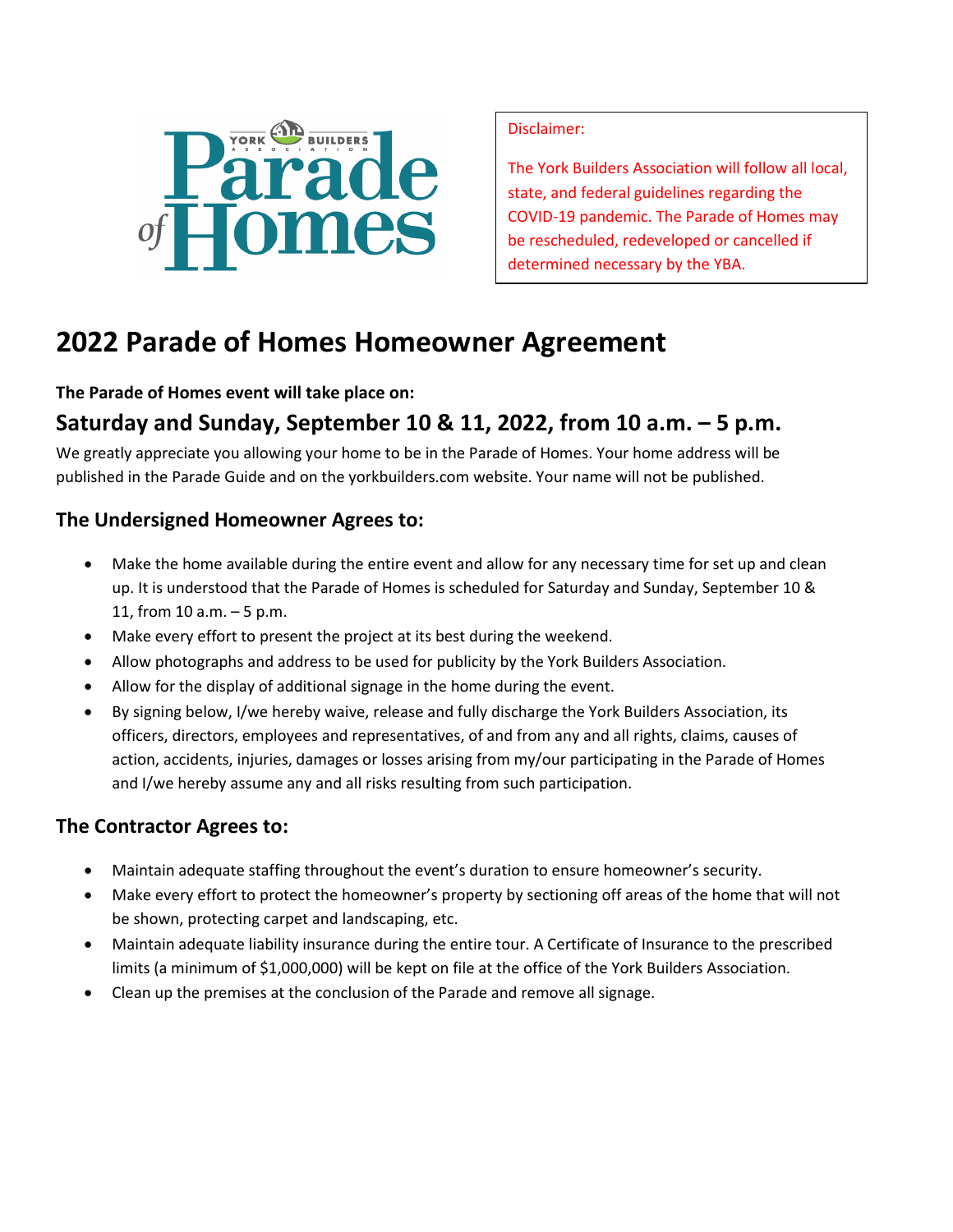York Builders Association Parade of Homes

Disclaimer:

The York Builders Association will follow all local, state, and federal guidelines regarding the COVID-19 pandemic. The Parade of Homes may be rescheduled, redeveloped or cancelled if determined necessary by the YBA.

# 2022 Parade of Homes Homeowner Agreement

**The Parade of Homes event will take place on:**

## Saturday and Sunday, September 10 & 11, 2022, from 10 a.m. – 5 p.m.

We greatly appreciate you allowing your home to be in the Parade of Homes. Your home address will be published in the Parade Guide and on the yorkbuilders.com website. Your name will not be published.

### The Undersigned Homeowner Agrees to:

- Make the home available during the entire event and allow for any necessary time for set up and clean up. It is understood that the Parade of Homes is scheduled for Saturday and Sunday, September 10 & 11, from 10 a.m. – 5 p.m.
- Make every effort to present the project at its best during the weekend.
- Allow photographs and address to be used for publicity by the York Builders Association.
- Allow for the display of additional signage in the home during the event.
- By signing below, I/we hereby waive, release and fully discharge the York Builders Association, its officers, directors, employees and representatives, of and from any and all rights, claims, causes of action, accidents, injuries, damages or losses arising from my/our participating in the Parade of Homes and I/we hereby assume any and all risks resulting from such participation.

### The Contractor Agrees to:

- Maintain adequate staffing throughout the event's duration to ensure homeowner's security.
- Make every effort to protect the homeowner's property by sectioning off areas of the home that will not be shown, protecting carpet and landscaping, etc.
- Maintain adequate liability insurance during the entire tour. A Certificate of Insurance to the prescribed limits (a minimum of $1,000,000) will be kept on file at the office of the York Builders Association.
- Clean up the premises at the conclusion of the Parade and remove all signage.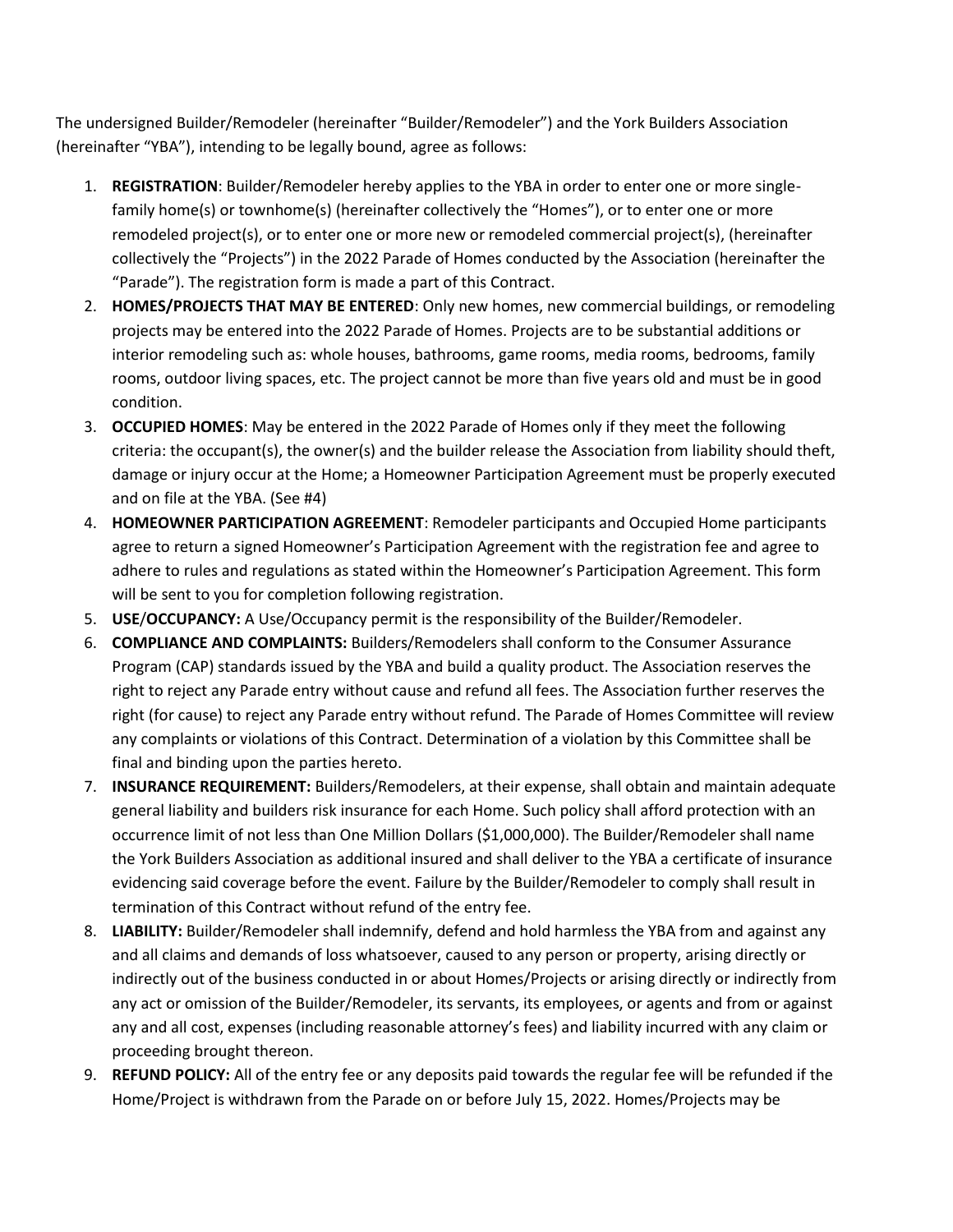The undersigned Builder/Remodeler (hereinafter “Builder/Remodeler”) and the York Builders Association (hereinafter “YBA”), intending to be legally bound, agree as follows:

1. **REGISTRATION**: Builder/Remodeler hereby applies to the YBA in order to enter one or more single-family home(s) or townhome(s) (hereinafter collectively the “Homes”), or to enter one or more remodeled project(s), or to enter one or more new or remodeled commercial project(s), (hereinafter collectively the “Projects”) in the 2022 Parade of Homes conducted by the Association (hereinafter the “Parade”). The registration form is made a part of this Contract.
2. **HOMES/PROJECTS THAT MAY BE ENTERED**: Only new homes, new commercial buildings, or remodeling projects may be entered into the 2022 Parade of Homes. Projects are to be substantial additions or interior remodeling such as: whole houses, bathrooms, game rooms, media rooms, bedrooms, family rooms, outdoor living spaces, etc. The project cannot be more than five years old and must be in good condition.
3. **OCCUPIED HOMES**: May be entered in the 2022 Parade of Homes only if they meet the following criteria: the occupant(s), the owner(s) and the builder release the Association from liability should theft, damage or injury occur at the Home; a Homeowner Participation Agreement must be properly executed and on file at the YBA. (See #4)
4. **HOMEOWNER PARTICIPATION AGREEMENT**: Remodeler participants and Occupied Home participants agree to return a signed Homeowner’s Participation Agreement with the registration fee and agree to adhere to rules and regulations as stated within the Homeowner’s Participation Agreement. This form will be sent to you for completion following registration.
5. **USE/OCCUPANCY:** A Use/Occupancy permit is the responsibility of the Builder/Remodeler.
6. **COMPLIANCE AND COMPLAINTS:** Builders/Remodelers shall conform to the Consumer Assurance Program (CAP) standards issued by the YBA and build a quality product. The Association reserves the right to reject any Parade entry without cause and refund all fees. The Association further reserves the right (for cause) to reject any Parade entry without refund. The Parade of Homes Committee will review any complaints or violations of this Contract. Determination of a violation by this Committee shall be final and binding upon the parties hereto.
7. **INSURANCE REQUIREMENT:** Builders/Remodelers, at their expense, shall obtain and maintain adequate general liability and builders risk insurance for each Home. Such policy shall afford protection with an occurrence limit of not less than One Million Dollars ($1,000,000). The Builder/Remodeler shall name the York Builders Association as additional insured and shall deliver to the YBA a certificate of insurance evidencing said coverage before the event. Failure by the Builder/Remodeler to comply shall result in termination of this Contract without refund of the entry fee.
8. **LIABILITY:** Builder/Remodeler shall indemnify, defend and hold harmless the YBA from and against any and all claims and demands of loss whatsoever, caused to any person or property, arising directly or indirectly out of the business conducted in or about Homes/Projects or arising directly or indirectly from any act or omission of the Builder/Remodeler, its servants, its employees, or agents and from or against any and all cost, expenses (including reasonable attorney’s fees) and liability incurred with any claim or proceeding brought thereon.
9. **REFUND POLICY:** All of the entry fee or any deposits paid towards the regular fee will be refunded if the Home/Project is withdrawn from the Parade on or before July 15, 2022. Homes/Projects may be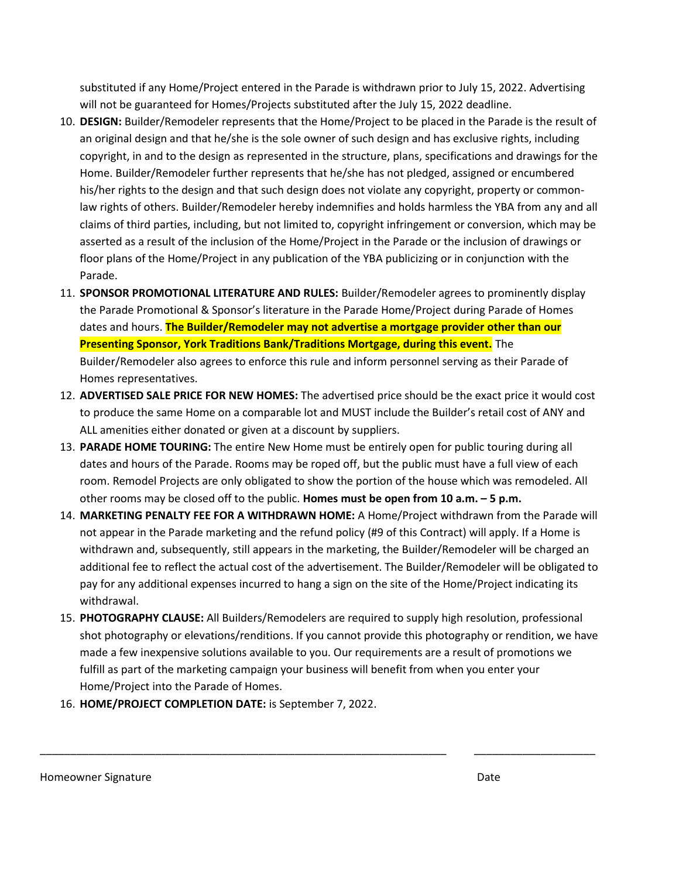substituted if any Home/Project entered in the Parade is withdrawn prior to July 15, 2022. Advertising will not be guaranteed for Homes/Projects substituted after the July 15, 2022 deadline.

10. **DESIGN:** Builder/Remodeler represents that the Home/Project to be placed in the Parade is the result of an original design and that he/she is the sole owner of such design and has exclusive rights, including copyright, in and to the design as represented in the structure, plans, specifications and drawings for the Home. Builder/Remodeler further represents that he/she has not pledged, assigned or encumbered his/her rights to the design and that such design does not violate any copyright, property or common-law rights of others. Builder/Remodeler hereby indemnifies and holds harmless the YBA from any and all claims of third parties, including, but not limited to, copyright infringement or conversion, which may be asserted as a result of the inclusion of the Home/Project in the Parade or the inclusion of drawings or floor plans of the Home/Project in any publication of the YBA publicizing or in conjunction with the Parade.
11. **SPONSOR PROMOTIONAL LITERATURE AND RULES:** Builder/Remodeler agrees to prominently display the Parade Promotional & Sponsor's literature in the Parade Home/Project during Parade of Homes dates and hours. **The Builder/Remodeler may not advertise a mortgage provider other than our Presenting Sponsor, York Traditions Bank/Traditions Mortgage, during this event.** The Builder/Remodeler also agrees to enforce this rule and inform personnel serving as their Parade of Homes representatives.
12. **ADVERTISED SALE PRICE FOR NEW HOMES:** The advertised price should be the exact price it would cost to produce the same Home on a comparable lot and MUST include the Builder's retail cost of ANY and ALL amenities either donated or given at a discount by suppliers.
13. **PARADE HOME TOURING:** The entire New Home must be entirely open for public touring during all dates and hours of the Parade. Rooms may be roped off, but the public must have a full view of each room. Remodel Projects are only obligated to show the portion of the house which was remodeled. All other rooms may be closed off to the public. **Homes must be open from 10 a.m. – 5 p.m.**
14. **MARKETING PENALTY FEE FOR A WITHDRAWN HOME:** A Home/Project withdrawn from the Parade will not appear in the Parade marketing and the refund policy (#9 of this Contract) will apply. If a Home is withdrawn and, subsequently, still appears in the marketing, the Builder/Remodeler will be charged an additional fee to reflect the actual cost of the advertisement. The Builder/Remodeler will be obligated to pay for any additional expenses incurred to hang a sign on the site of the Home/Project indicating its withdrawal.
15. **PHOTOGRAPHY CLAUSE:** All Builders/Remodelers are required to supply high resolution, professional shot photography or elevations/renditions. If you cannot provide this photography or rendition, we have made a few inexpensive solutions available to you. Our requirements are a result of promotions we fulfill as part of the marketing campaign your business will benefit from when you enter your Home/Project into the Parade of Homes.
16. **HOME/PROJECT COMPLETION DATE:** is September 7, 2022.

_______________________________________________ ____________________

Homeowner Signature Date